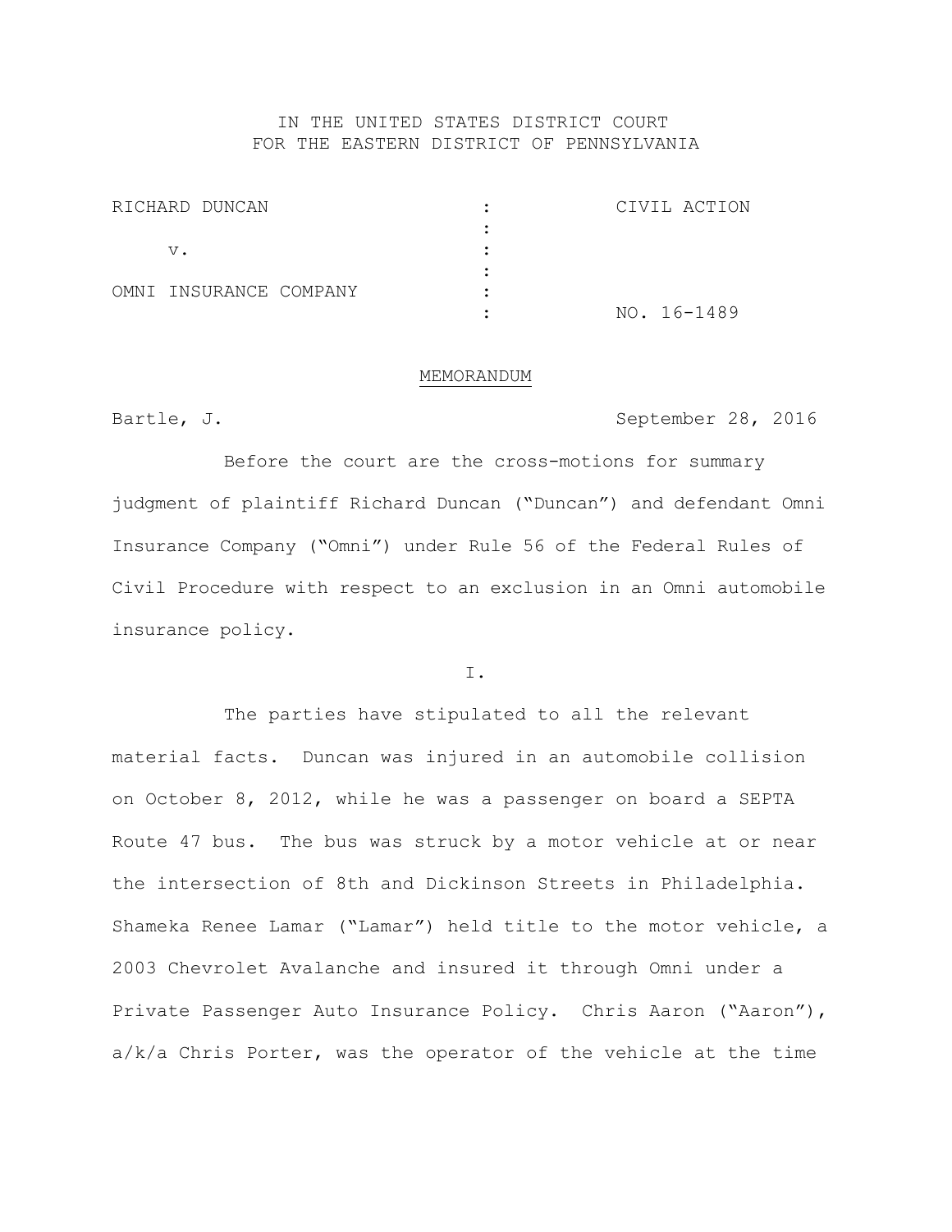IN THE UNITED STATES DISTRICT COURT
FOR THE EASTERN DISTRICT OF PENNSYLVANIA

| | | |
|---|---|---|
| RICHARD DUNCAN | : | CIVIL ACTION |
| | : | |
| v. | : | |
| | : | |
| OMNI INSURANCE COMPANY | : | |
| | : | NO. 16-1489 |

MEMORANDUM

Bartle, J. September 28, 2016

Before the court are the cross-motions for summary judgment of plaintiff Richard Duncan ("Duncan") and defendant Omni Insurance Company ("Omni") under Rule 56 of the Federal Rules of Civil Procedure with respect to an exclusion in an Omni automobile insurance policy.

I.

The parties have stipulated to all the relevant material facts. Duncan was injured in an automobile collision on October 8, 2012, while he was a passenger on board a SEPTA Route 47 bus. The bus was struck by a motor vehicle at or near the intersection of 8th and Dickinson Streets in Philadelphia. Shameka Renee Lamar ("Lamar") held title to the motor vehicle, a 2003 Chevrolet Avalanche and insured it through Omni under a Private Passenger Auto Insurance Policy. Chris Aaron ("Aaron"), a/k/a Chris Porter, was the operator of the vehicle at the time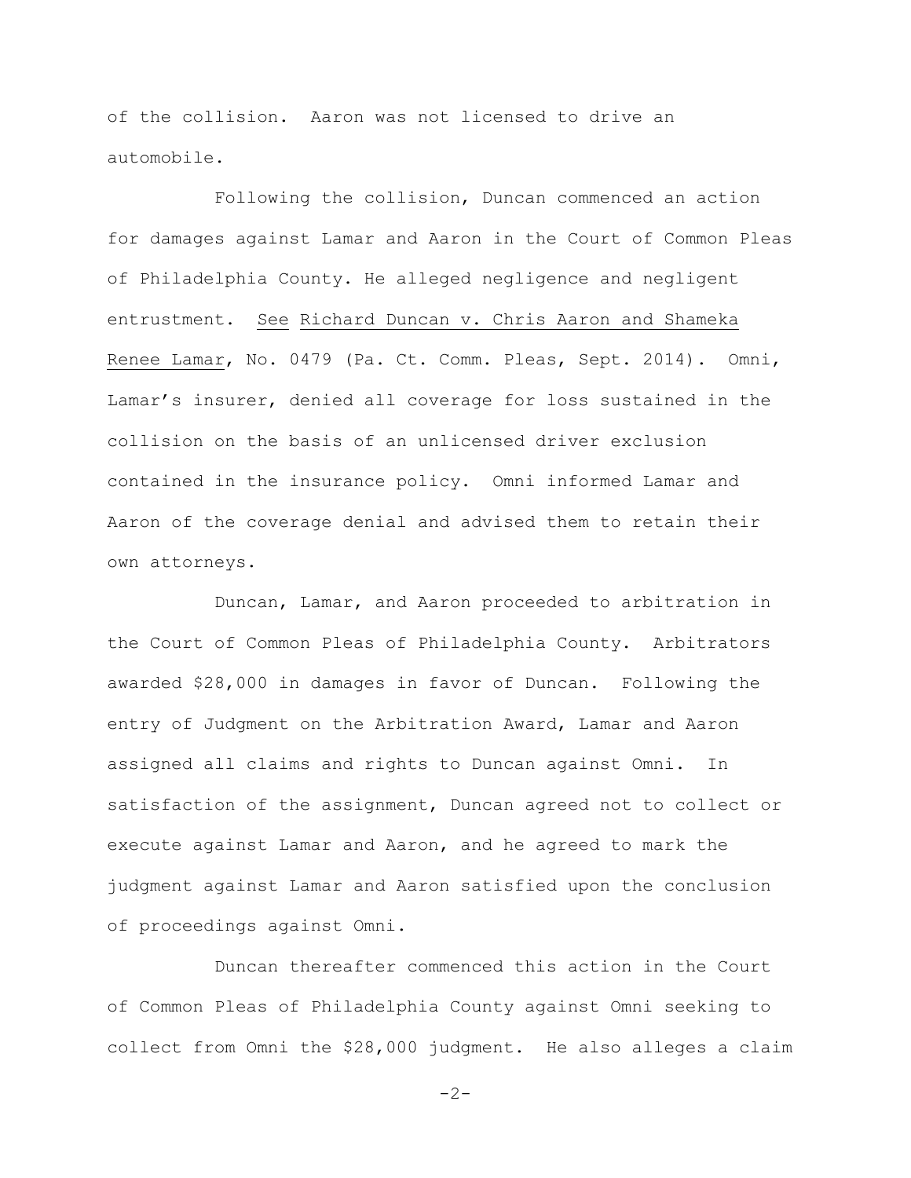of the collision. Aaron was not licensed to drive an automobile.

Following the collision, Duncan commenced an action for damages against Lamar and Aaron in the Court of Common Pleas of Philadelphia County. He alleged negligence and negligent entrustment. See Richard Duncan v. Chris Aaron and Shameka Renee Lamar, No. 0479 (Pa. Ct. Comm. Pleas, Sept. 2014). Omni, Lamar's insurer, denied all coverage for loss sustained in the collision on the basis of an unlicensed driver exclusion contained in the insurance policy. Omni informed Lamar and Aaron of the coverage denial and advised them to retain their own attorneys.

Duncan, Lamar, and Aaron proceeded to arbitration in the Court of Common Pleas of Philadelphia County. Arbitrators awarded $28,000 in damages in favor of Duncan. Following the entry of Judgment on the Arbitration Award, Lamar and Aaron assigned all claims and rights to Duncan against Omni. In satisfaction of the assignment, Duncan agreed not to collect or execute against Lamar and Aaron, and he agreed to mark the judgment against Lamar and Aaron satisfied upon the conclusion of proceedings against Omni.

Duncan thereafter commenced this action in the Court of Common Pleas of Philadelphia County against Omni seeking to collect from Omni the $28,000 judgment. He also alleges a claim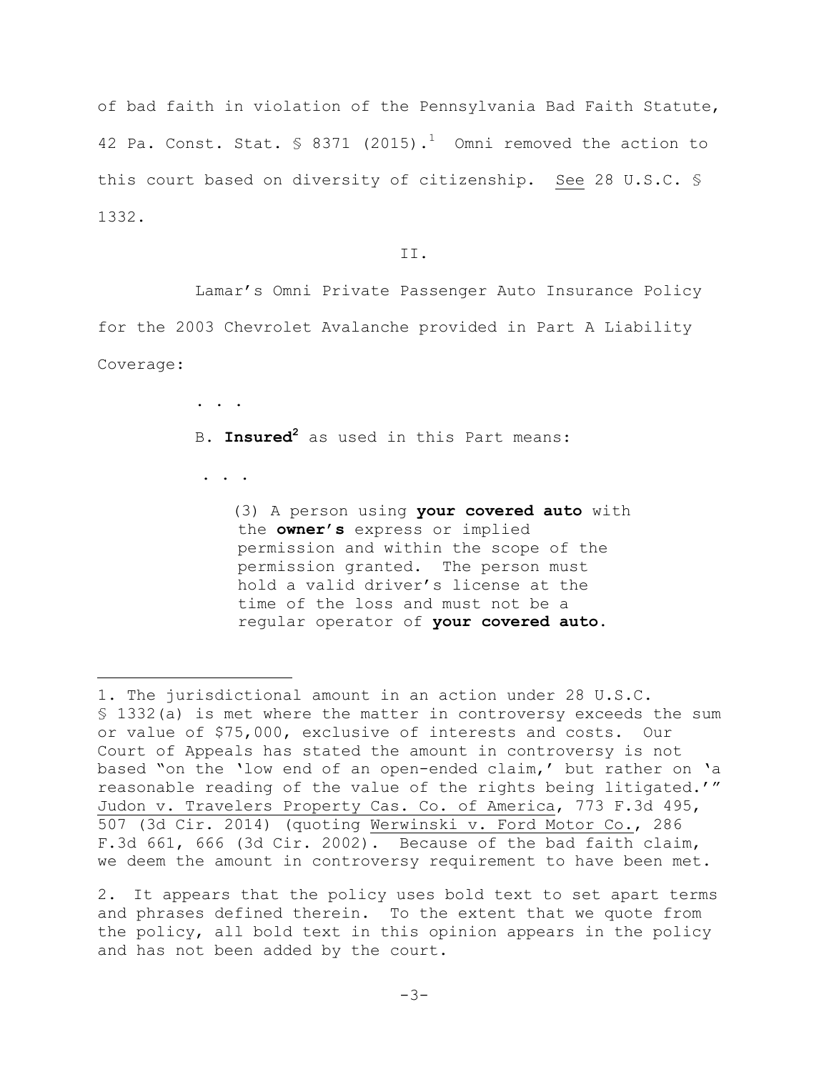of bad faith in violation of the Pennsylvania Bad Faith Statute, 42 Pa. Const. Stat. § 8371 (2015).[1] Omni removed the action to this court based on diversity of citizenship. See 28 U.S.C. § 1332.

II.

Lamar's Omni Private Passenger Auto Insurance Policy for the 2003 Chevrolet Avalanche provided in Part A Liability Coverage:

> . . .
>
> B. **Insured**[2] as used in this Part means:
>
> . . .
>
> (3) A person using **your covered auto** with the **owner's** express or implied permission and within the scope of the permission granted. The person must hold a valid driver's license at the time of the loss and must not be a regular operator of **your covered auto**.

---

1. The jurisdictional amount in an action under 28 U.S.C. § 1332(a) is met where the matter in controversy exceeds the sum or value of $75,000, exclusive of interests and costs. Our Court of Appeals has stated the amount in controversy is not based "on the 'low end of an open-ended claim,' but rather on 'a reasonable reading of the value of the rights being litigated.'" Judon v. Travelers Property Cas. Co. of America, 773 F.3d 495, 507 (3d Cir. 2014) (quoting Werwinski v. Ford Motor Co., 286 F.3d 661, 666 (3d Cir. 2002). Because of the bad faith claim, we deem the amount in controversy requirement to have been met.

2. It appears that the policy uses bold text to set apart terms and phrases defined therein. To the extent that we quote from the policy, all bold text in this opinion appears in the policy and has not been added by the court.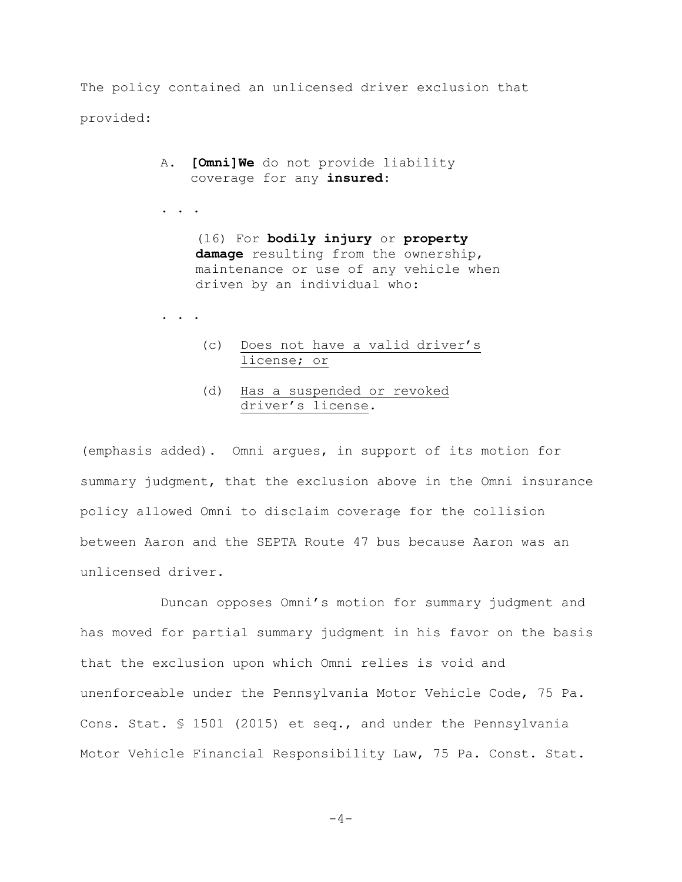The policy contained an unlicensed driver exclusion that provided:

> A. **[Omni]We** do not provide liability coverage for any **insured**:
>
> . . .
>
> (16) For **bodily injury** or **property damage** resulting from the ownership, maintenance or use of any vehicle when driven by an individual who:
>
> . . .
>
> (c) <u>Does not have a valid driver's license; or</u>
>
> (d) <u>Has a suspended or revoked driver's license</u>.

(emphasis added). Omni argues, in support of its motion for summary judgment, that the exclusion above in the Omni insurance policy allowed Omni to disclaim coverage for the collision between Aaron and the SEPTA Route 47 bus because Aaron was an unlicensed driver.

Duncan opposes Omni's motion for summary judgment and has moved for partial summary judgment in his favor on the basis that the exclusion upon which Omni relies is void and unenforceable under the Pennsylvania Motor Vehicle Code, 75 Pa. Cons. Stat. § 1501 (2015) et seq., and under the Pennsylvania Motor Vehicle Financial Responsibility Law, 75 Pa. Const. Stat.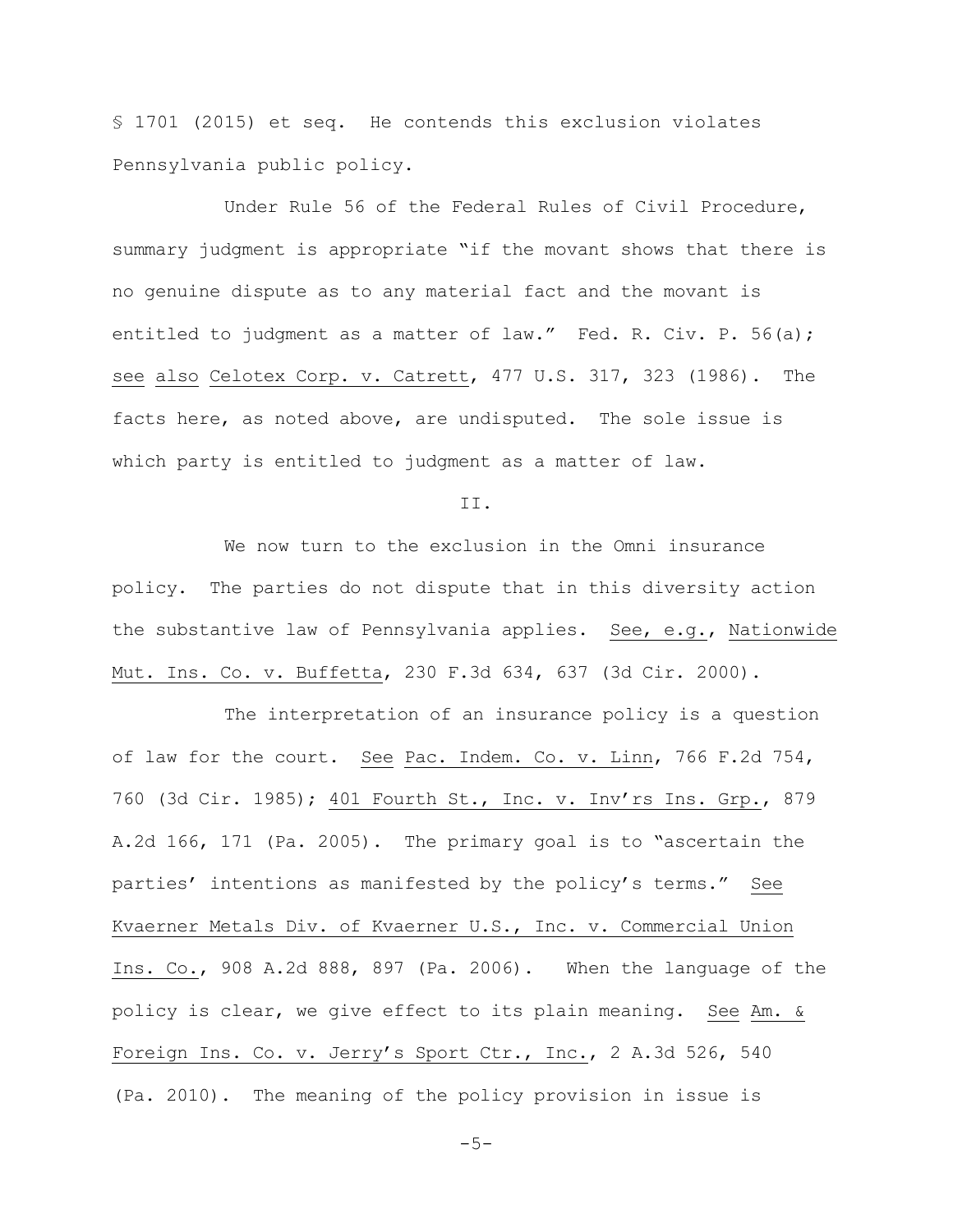§ 1701 (2015) et seq. He contends this exclusion violates Pennsylvania public policy.

Under Rule 56 of the Federal Rules of Civil Procedure, summary judgment is appropriate "if the movant shows that there is no genuine dispute as to any material fact and the movant is entitled to judgment as a matter of law." Fed. R. Civ. P. 56(a); see also Celotex Corp. v. Catrett, 477 U.S. 317, 323 (1986). The facts here, as noted above, are undisputed. The sole issue is which party is entitled to judgment as a matter of law.

II.

We now turn to the exclusion in the Omni insurance policy. The parties do not dispute that in this diversity action the substantive law of Pennsylvania applies. See, e.g., Nationwide Mut. Ins. Co. v. Buffetta, 230 F.3d 634, 637 (3d Cir. 2000).

The interpretation of an insurance policy is a question of law for the court. See Pac. Indem. Co. v. Linn, 766 F.2d 754, 760 (3d Cir. 1985); 401 Fourth St., Inc. v. Inv'rs Ins. Grp., 879 A.2d 166, 171 (Pa. 2005). The primary goal is to "ascertain the parties' intentions as manifested by the policy's terms." See Kvaerner Metals Div. of Kvaerner U.S., Inc. v. Commercial Union Ins. Co., 908 A.2d 888, 897 (Pa. 2006). When the language of the policy is clear, we give effect to its plain meaning. See Am. & Foreign Ins. Co. v. Jerry's Sport Ctr., Inc., 2 A.3d 526, 540 (Pa. 2010). The meaning of the policy provision in issue is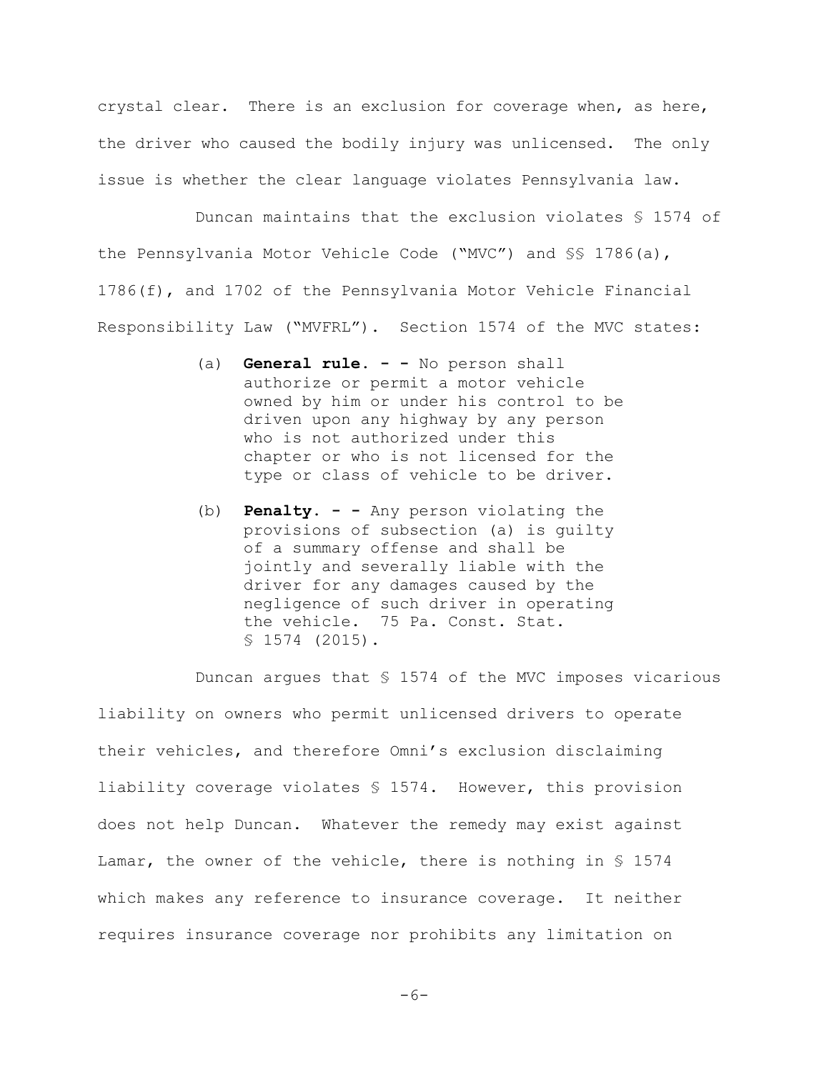crystal clear. There is an exclusion for coverage when, as here, the driver who caused the bodily injury was unlicensed. The only issue is whether the clear language violates Pennsylvania law.

Duncan maintains that the exclusion violates § 1574 of the Pennsylvania Motor Vehicle Code ("MVC") and §§ 1786(a), 1786(f), and 1702 of the Pennsylvania Motor Vehicle Financial Responsibility Law ("MVFRL"). Section 1574 of the MVC states:

> (a) **General rule. - -** No person shall authorize or permit a motor vehicle owned by him or under his control to be driven upon any highway by any person who is not authorized under this chapter or who is not licensed for the type or class of vehicle to be driver.
>
> (b) **Penalty. - -** Any person violating the provisions of subsection (a) is guilty of a summary offense and shall be jointly and severally liable with the driver for any damages caused by the negligence of such driver in operating the vehicle. 75 Pa. Const. Stat. § 1574 (2015).

Duncan argues that § 1574 of the MVC imposes vicarious liability on owners who permit unlicensed drivers to operate their vehicles, and therefore Omni's exclusion disclaiming liability coverage violates § 1574. However, this provision does not help Duncan. Whatever the remedy may exist against Lamar, the owner of the vehicle, there is nothing in § 1574 which makes any reference to insurance coverage. It neither requires insurance coverage nor prohibits any limitation on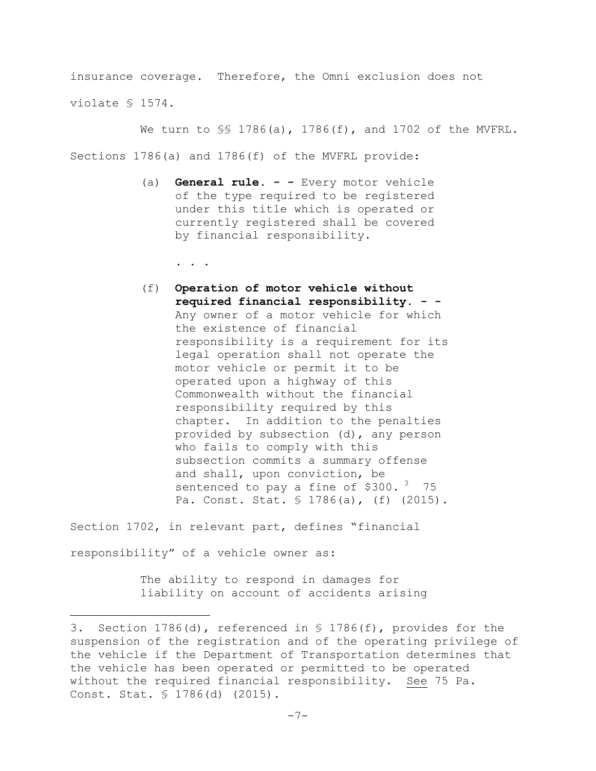insurance coverage. Therefore, the Omni exclusion does not violate § 1574.

We turn to §§ 1786(a), 1786(f), and 1702 of the MVFRL. Sections 1786(a) and 1786(f) of the MVFRL provide:

> (a) **General rule. - -** Every motor vehicle of the type required to be registered under this title which is operated or currently registered shall be covered by financial responsibility.
>
> . . .
>
> (f) **Operation of motor vehicle without required financial responsibility. - -** Any owner of a motor vehicle for which the existence of financial responsibility is a requirement for its legal operation shall not operate the motor vehicle or permit it to be operated upon a highway of this Commonwealth without the financial responsibility required by this chapter. In addition to the penalties provided by subsection (d), any person who fails to comply with this subsection commits a summary offense and shall, upon conviction, be sentenced to pay a fine of $300.[3] 75 Pa. Const. Stat. § 1786(a), (f) (2015).

Section 1702, in relevant part, defines "financial responsibility" of a vehicle owner as:

> The ability to respond in damages for liability on account of accidents arising

---

3. Section 1786(d), referenced in § 1786(f), provides for the suspension of the registration and of the operating privilege of the vehicle if the Department of Transportation determines that the vehicle has been operated or permitted to be operated without the required financial responsibility. See 75 Pa. Const. Stat. § 1786(d) (2015).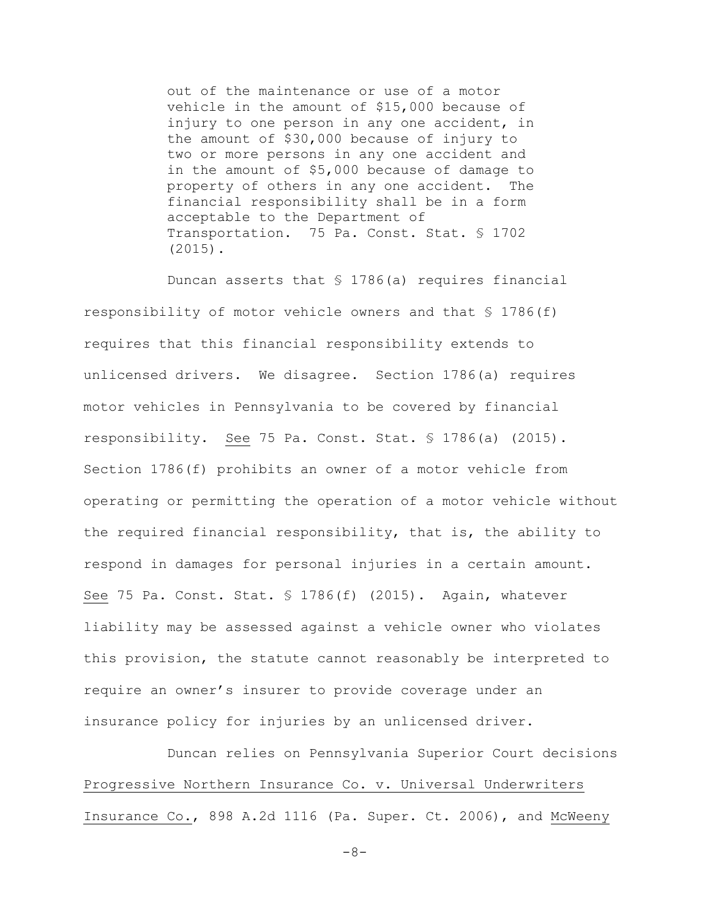> out of the maintenance or use of a motor vehicle in the amount of $15,000 because of injury to one person in any one accident, in the amount of $30,000 because of injury to two or more persons in any one accident and in the amount of $5,000 because of damage to property of others in any one accident. The financial responsibility shall be in a form acceptable to the Department of Transportation. 75 Pa. Const. Stat. § 1702 (2015).

Duncan asserts that § 1786(a) requires financial responsibility of motor vehicle owners and that § 1786(f) requires that this financial responsibility extends to unlicensed drivers. We disagree. Section 1786(a) requires motor vehicles in Pennsylvania to be covered by financial responsibility. See 75 Pa. Const. Stat. § 1786(a) (2015). Section 1786(f) prohibits an owner of a motor vehicle from operating or permitting the operation of a motor vehicle without the required financial responsibility, that is, the ability to respond in damages for personal injuries in a certain amount. See 75 Pa. Const. Stat. § 1786(f) (2015). Again, whatever liability may be assessed against a vehicle owner who violates this provision, the statute cannot reasonably be interpreted to require an owner's insurer to provide coverage under an insurance policy for injuries by an unlicensed driver.

Duncan relies on Pennsylvania Superior Court decisions Progressive Northern Insurance Co. v. Universal Underwriters Insurance Co., 898 A.2d 1116 (Pa. Super. Ct. 2006), and McWeeny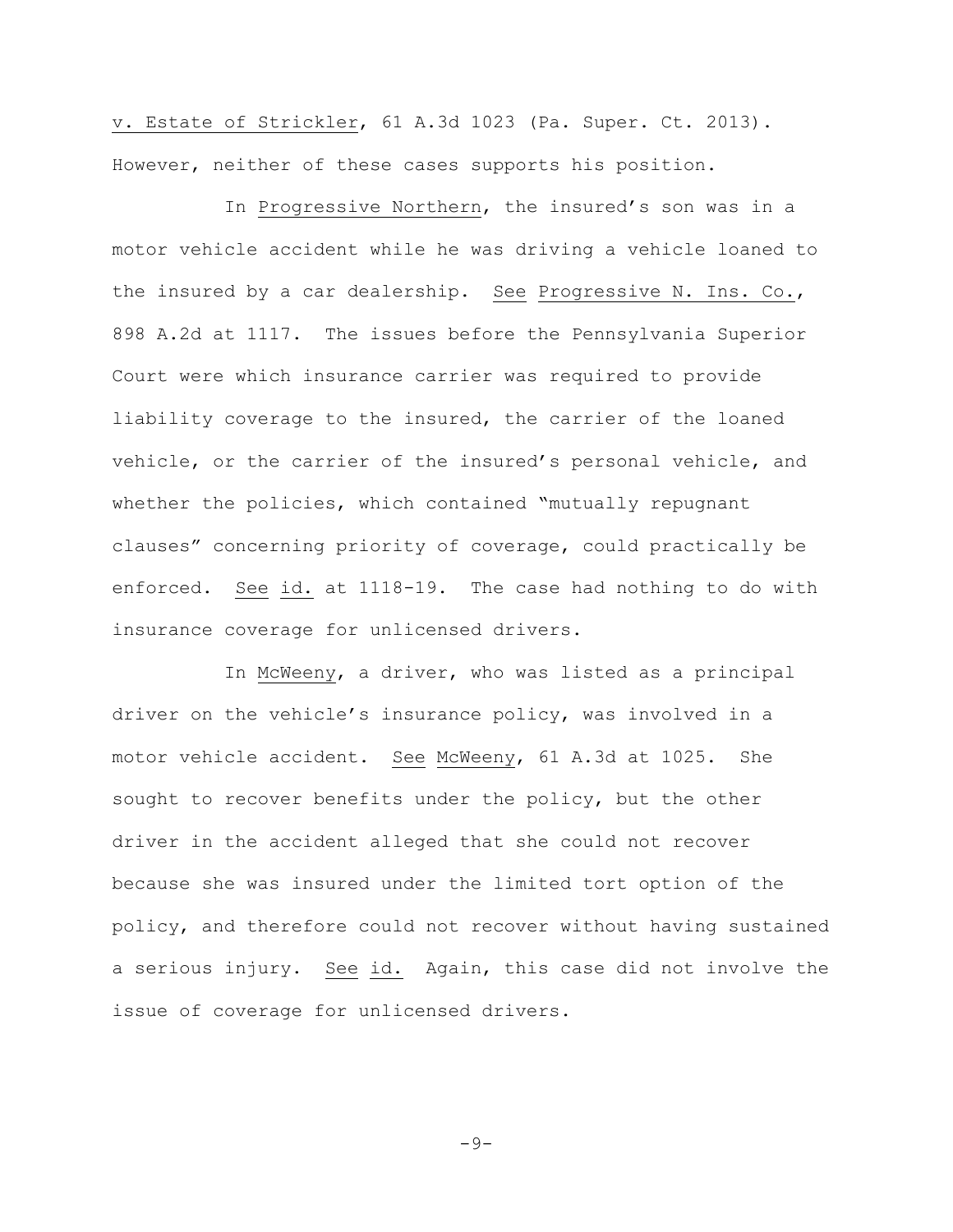v. Estate of Strickler, 61 A.3d 1023 (Pa. Super. Ct. 2013). However, neither of these cases supports his position.

In Progressive Northern, the insured's son was in a motor vehicle accident while he was driving a vehicle loaned to the insured by a car dealership. See Progressive N. Ins. Co., 898 A.2d at 1117. The issues before the Pennsylvania Superior Court were which insurance carrier was required to provide liability coverage to the insured, the carrier of the loaned vehicle, or the carrier of the insured's personal vehicle, and whether the policies, which contained "mutually repugnant clauses" concerning priority of coverage, could practically be enforced. See id. at 1118-19. The case had nothing to do with insurance coverage for unlicensed drivers.

In McWeeny, a driver, who was listed as a principal driver on the vehicle's insurance policy, was involved in a motor vehicle accident. See McWeeny, 61 A.3d at 1025. She sought to recover benefits under the policy, but the other driver in the accident alleged that she could not recover because she was insured under the limited tort option of the policy, and therefore could not recover without having sustained a serious injury. See id. Again, this case did not involve the issue of coverage for unlicensed drivers.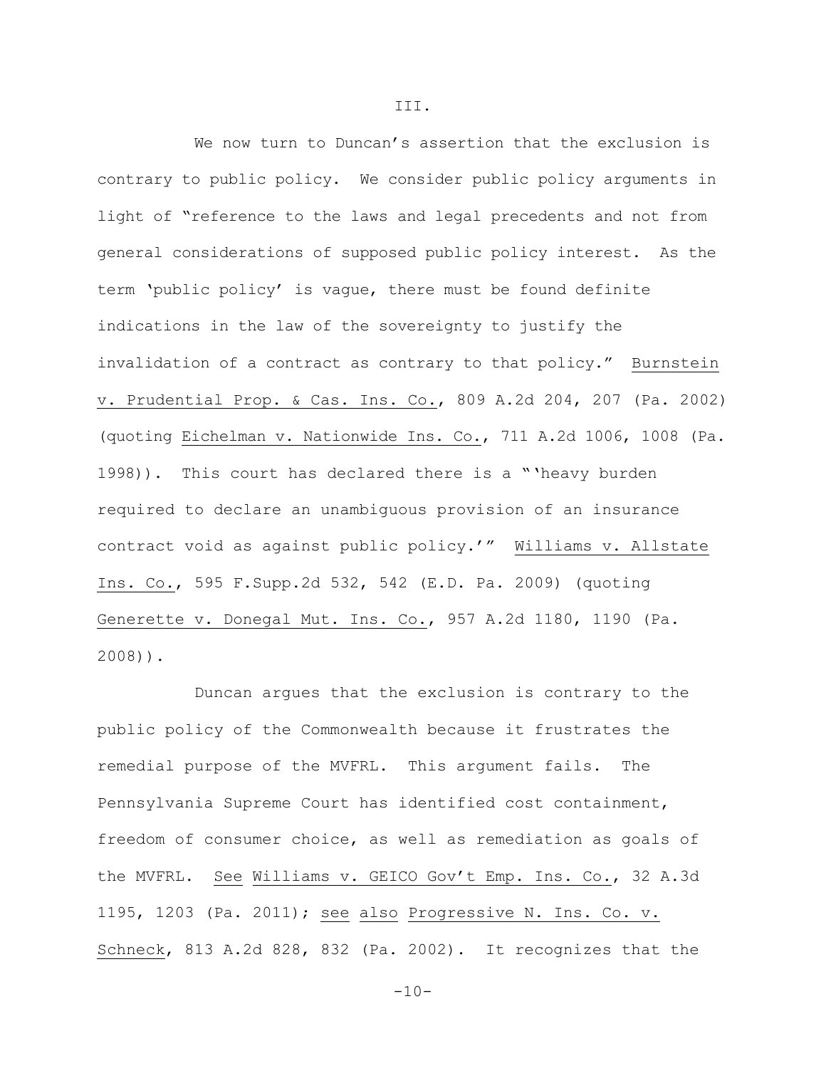III.

We now turn to Duncan's assertion that the exclusion is contrary to public policy. We consider public policy arguments in light of "reference to the laws and legal precedents and not from general considerations of supposed public policy interest. As the term 'public policy' is vague, there must be found definite indications in the law of the sovereignty to justify the invalidation of a contract as contrary to that policy." Burnstein v. Prudential Prop. & Cas. Ins. Co., 809 A.2d 204, 207 (Pa. 2002) (quoting Eichelman v. Nationwide Ins. Co., 711 A.2d 1006, 1008 (Pa. 1998)). This court has declared there is a "'heavy burden required to declare an unambiguous provision of an insurance contract void as against public policy.'" Williams v. Allstate Ins. Co., 595 F.Supp.2d 532, 542 (E.D. Pa. 2009) (quoting Generette v. Donegal Mut. Ins. Co., 957 A.2d 1180, 1190 (Pa. 2008)).

Duncan argues that the exclusion is contrary to the public policy of the Commonwealth because it frustrates the remedial purpose of the MVFRL. This argument fails. The Pennsylvania Supreme Court has identified cost containment, freedom of consumer choice, as well as remediation as goals of the MVFRL. See Williams v. GEICO Gov't Emp. Ins. Co., 32 A.3d 1195, 1203 (Pa. 2011); see also Progressive N. Ins. Co. v. Schneck, 813 A.2d 828, 832 (Pa. 2002). It recognizes that the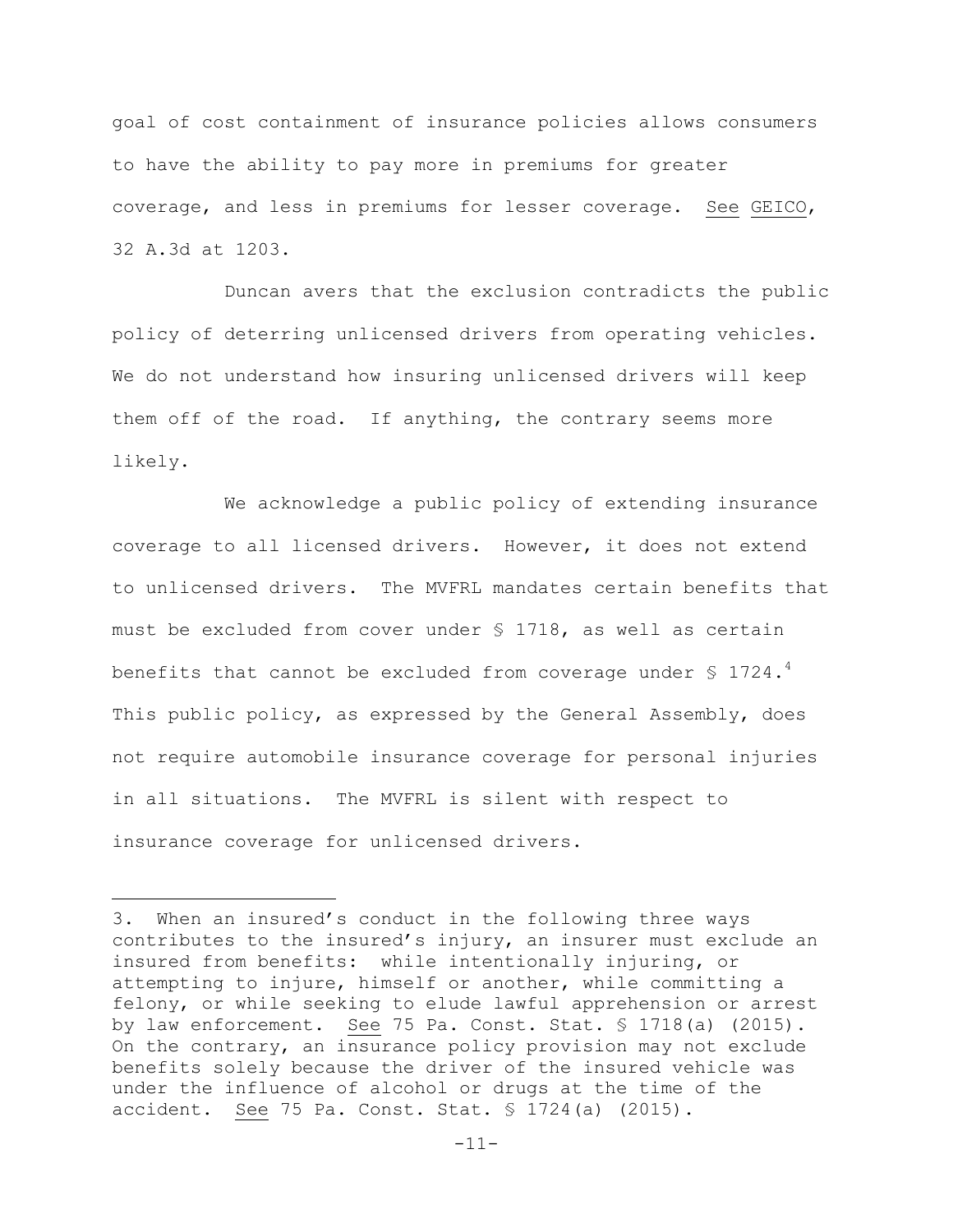goal of cost containment of insurance policies allows consumers to have the ability to pay more in premiums for greater coverage, and less in premiums for lesser coverage. See GEICO, 32 A.3d at 1203.

Duncan avers that the exclusion contradicts the public policy of deterring unlicensed drivers from operating vehicles. We do not understand how insuring unlicensed drivers will keep them off of the road. If anything, the contrary seems more likely.

We acknowledge a public policy of extending insurance coverage to all licensed drivers. However, it does not extend to unlicensed drivers. The MVFRL mandates certain benefits that must be excluded from cover under § 1718, as well as certain benefits that cannot be excluded from coverage under § 1724.[4] This public policy, as expressed by the General Assembly, does not require automobile insurance coverage for personal injuries in all situations. The MVFRL is silent with respect to insurance coverage for unlicensed drivers.

---

3. When an insured's conduct in the following three ways contributes to the insured's injury, an insurer must exclude an insured from benefits: while intentionally injuring, or attempting to injure, himself or another, while committing a felony, or while seeking to elude lawful apprehension or arrest by law enforcement. See 75 Pa. Const. Stat. § 1718(a) (2015). On the contrary, an insurance policy provision may not exclude benefits solely because the driver of the insured vehicle was under the influence of alcohol or drugs at the time of the accident. See 75 Pa. Const. Stat. § 1724(a) (2015).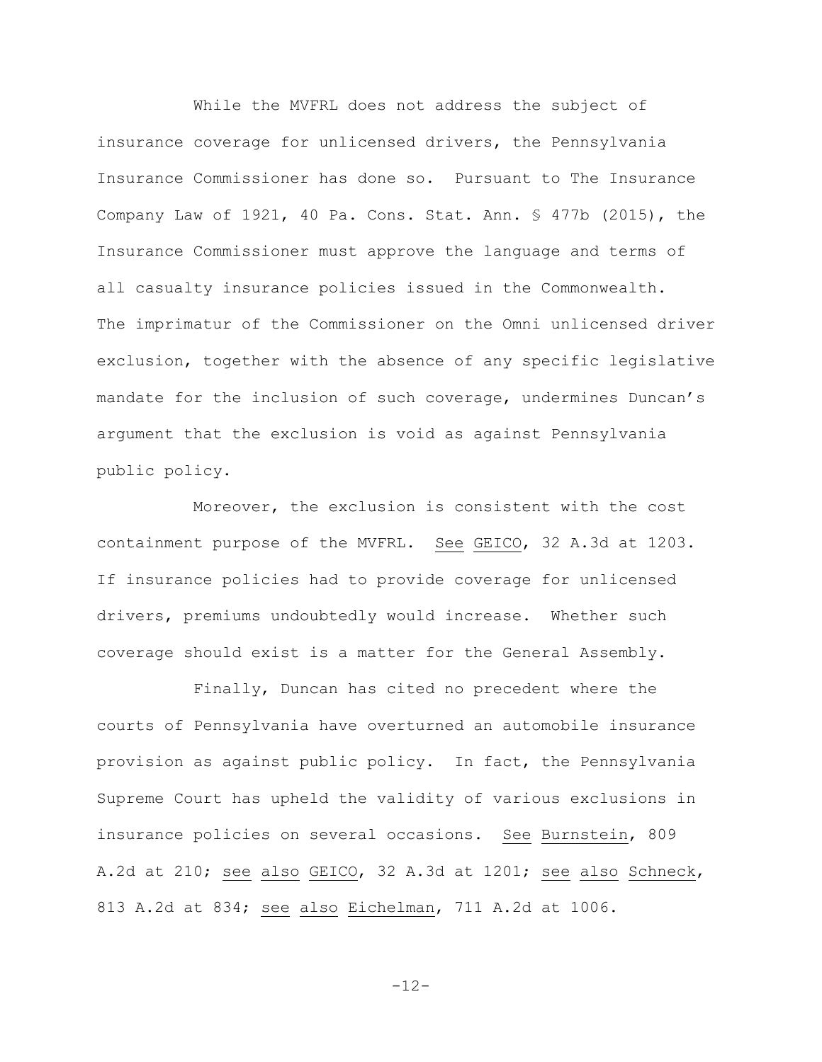While the MVFRL does not address the subject of insurance coverage for unlicensed drivers, the Pennsylvania Insurance Commissioner has done so. Pursuant to The Insurance Company Law of 1921, 40 Pa. Cons. Stat. Ann. § 477b (2015), the Insurance Commissioner must approve the language and terms of all casualty insurance policies issued in the Commonwealth. The imprimatur of the Commissioner on the Omni unlicensed driver exclusion, together with the absence of any specific legislative mandate for the inclusion of such coverage, undermines Duncan's argument that the exclusion is void as against Pennsylvania public policy.

Moreover, the exclusion is consistent with the cost containment purpose of the MVFRL. See GEICO, 32 A.3d at 1203. If insurance policies had to provide coverage for unlicensed drivers, premiums undoubtedly would increase. Whether such coverage should exist is a matter for the General Assembly.

Finally, Duncan has cited no precedent where the courts of Pennsylvania have overturned an automobile insurance provision as against public policy. In fact, the Pennsylvania Supreme Court has upheld the validity of various exclusions in insurance policies on several occasions. See Burnstein, 809 A.2d at 210; see also GEICO, 32 A.3d at 1201; see also Schneck, 813 A.2d at 834; see also Eichelman, 711 A.2d at 1006.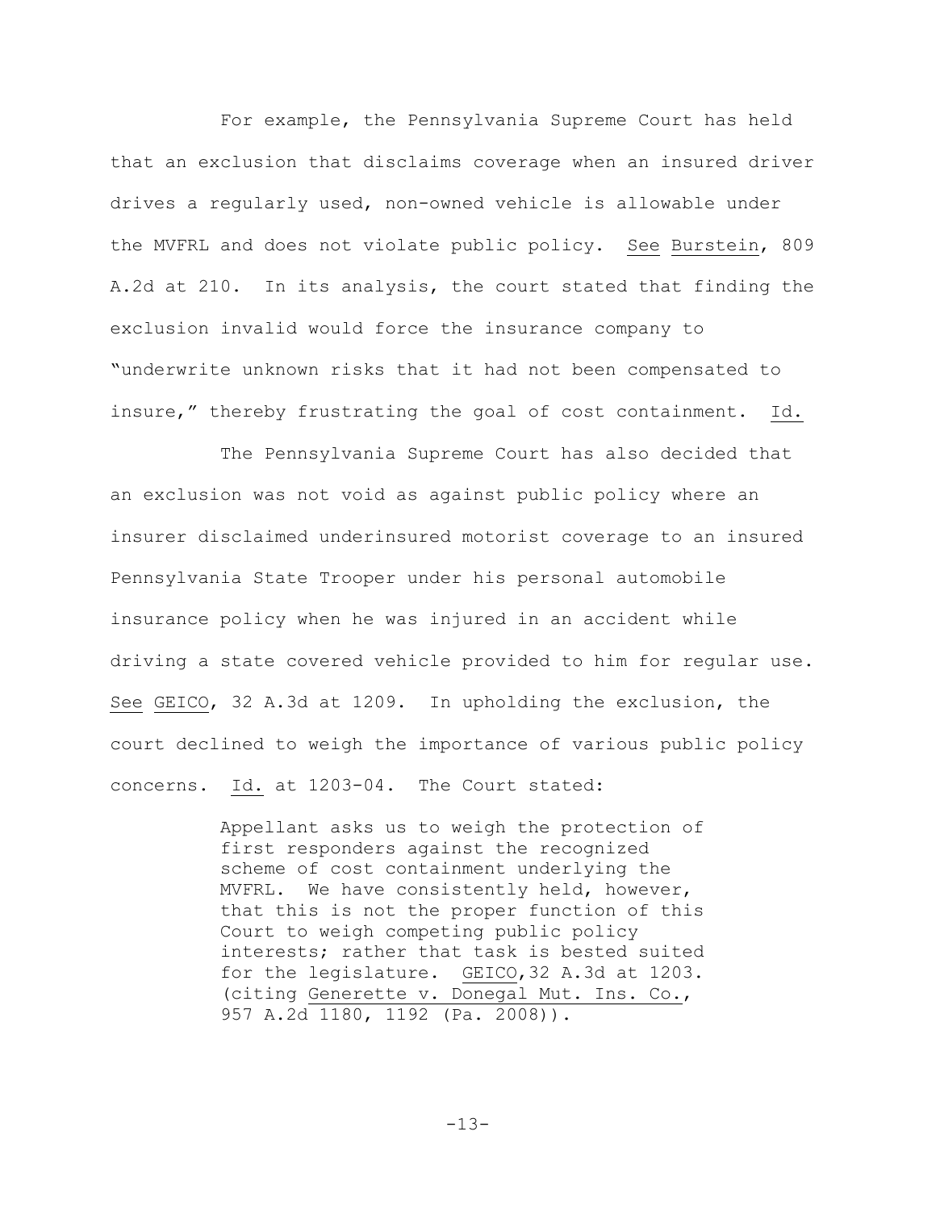For example, the Pennsylvania Supreme Court has held that an exclusion that disclaims coverage when an insured driver drives a regularly used, non-owned vehicle is allowable under the MVFRL and does not violate public policy. See Burstein, 809 A.2d at 210. In its analysis, the court stated that finding the exclusion invalid would force the insurance company to "underwrite unknown risks that it had not been compensated to insure," thereby frustrating the goal of cost containment. Id.

The Pennsylvania Supreme Court has also decided that an exclusion was not void as against public policy where an insurer disclaimed underinsured motorist coverage to an insured Pennsylvania State Trooper under his personal automobile insurance policy when he was injured in an accident while driving a state covered vehicle provided to him for regular use. See GEICO, 32 A.3d at 1209. In upholding the exclusion, the court declined to weigh the importance of various public policy concerns. Id. at 1203-04. The Court stated:

> Appellant asks us to weigh the protection of first responders against the recognized scheme of cost containment underlying the MVFRL. We have consistently held, however, that this is not the proper function of this Court to weigh competing public policy interests; rather that task is bested suited for the legislature. GEICO,32 A.3d at 1203. (citing Generette v. Donegal Mut. Ins. Co., 957 A.2d 1180, 1192 (Pa. 2008)).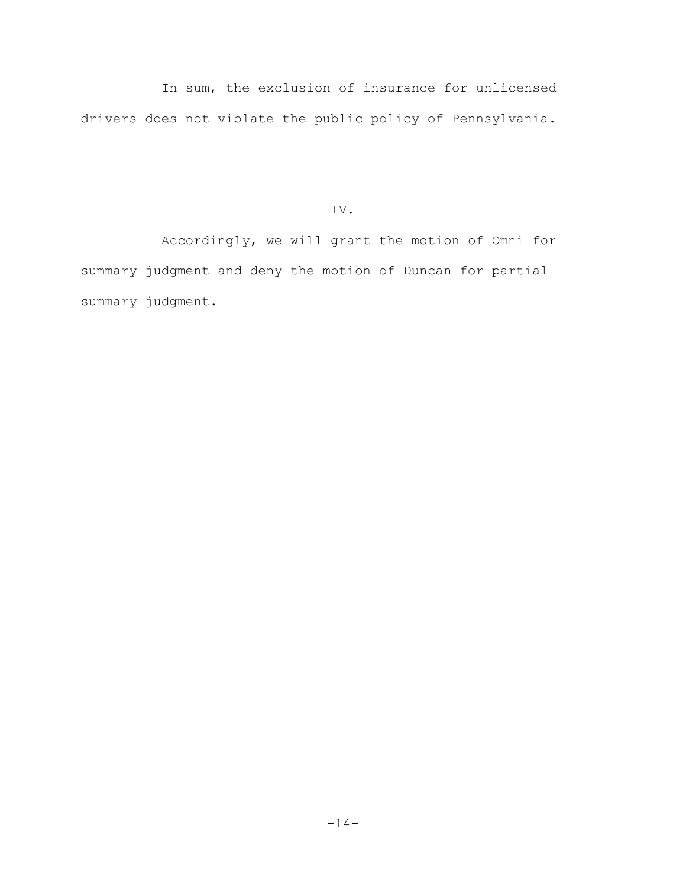In sum, the exclusion of insurance for unlicensed drivers does not violate the public policy of Pennsylvania.

## IV.

Accordingly, we will grant the motion of Omni for summary judgment and deny the motion of Duncan for partial summary judgment.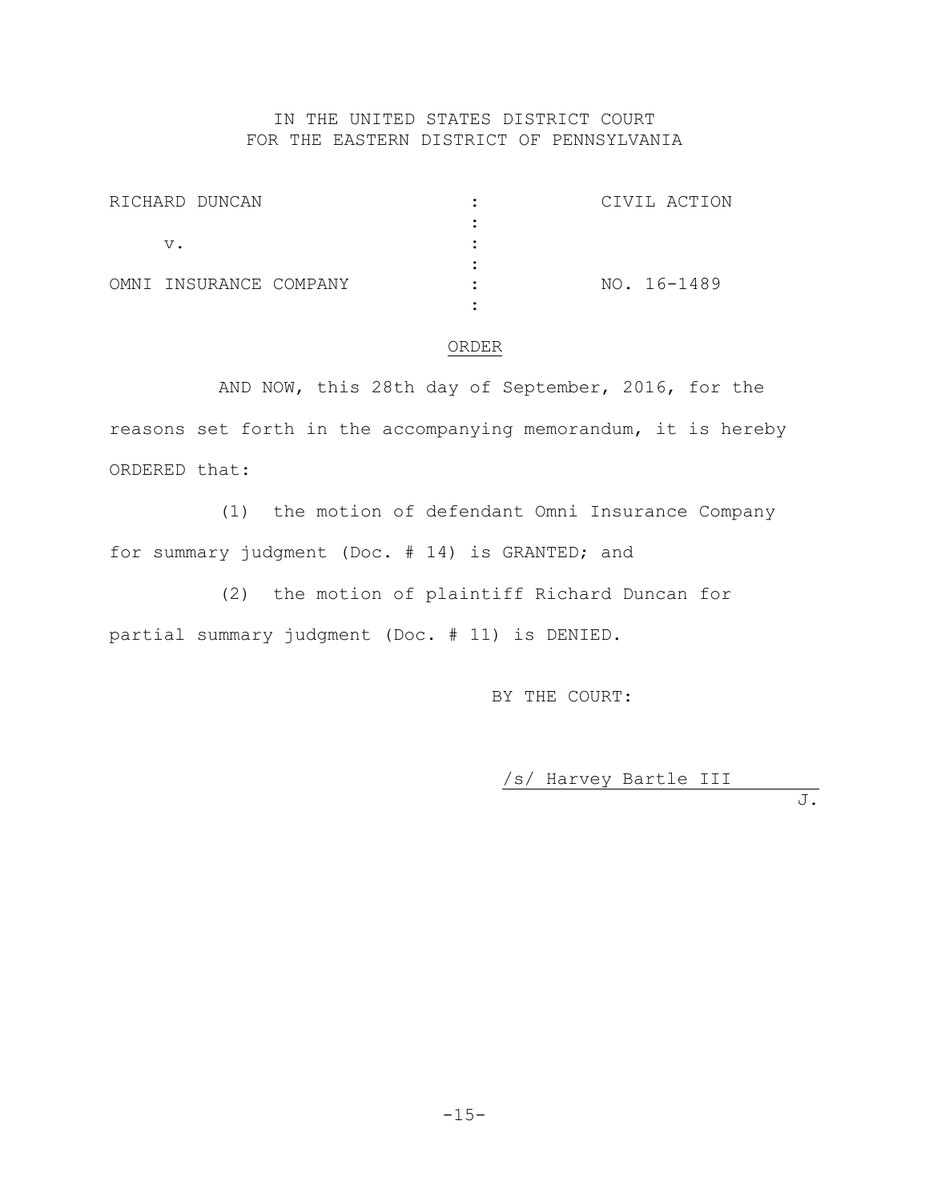IN THE UNITED STATES DISTRICT COURT
FOR THE EASTERN DISTRICT OF PENNSYLVANIA

| | | |
|---|---|---|
| RICHARD DUNCAN | : | CIVIL ACTION |
| | : | |
| v. | : | |
| | : | |
| OMNI INSURANCE COMPANY | : | NO. 16-1489 |
| | : | |

ORDER

AND NOW, this 28th day of September, 2016, for the reasons set forth in the accompanying memorandum, it is hereby ORDERED that:

(1) the motion of defendant Omni Insurance Company for summary judgment (Doc. # 14) is GRANTED; and

(2) the motion of plaintiff Richard Duncan for partial summary judgment (Doc. # 11) is DENIED.

BY THE COURT:

/s/ Harvey Bartle III
J.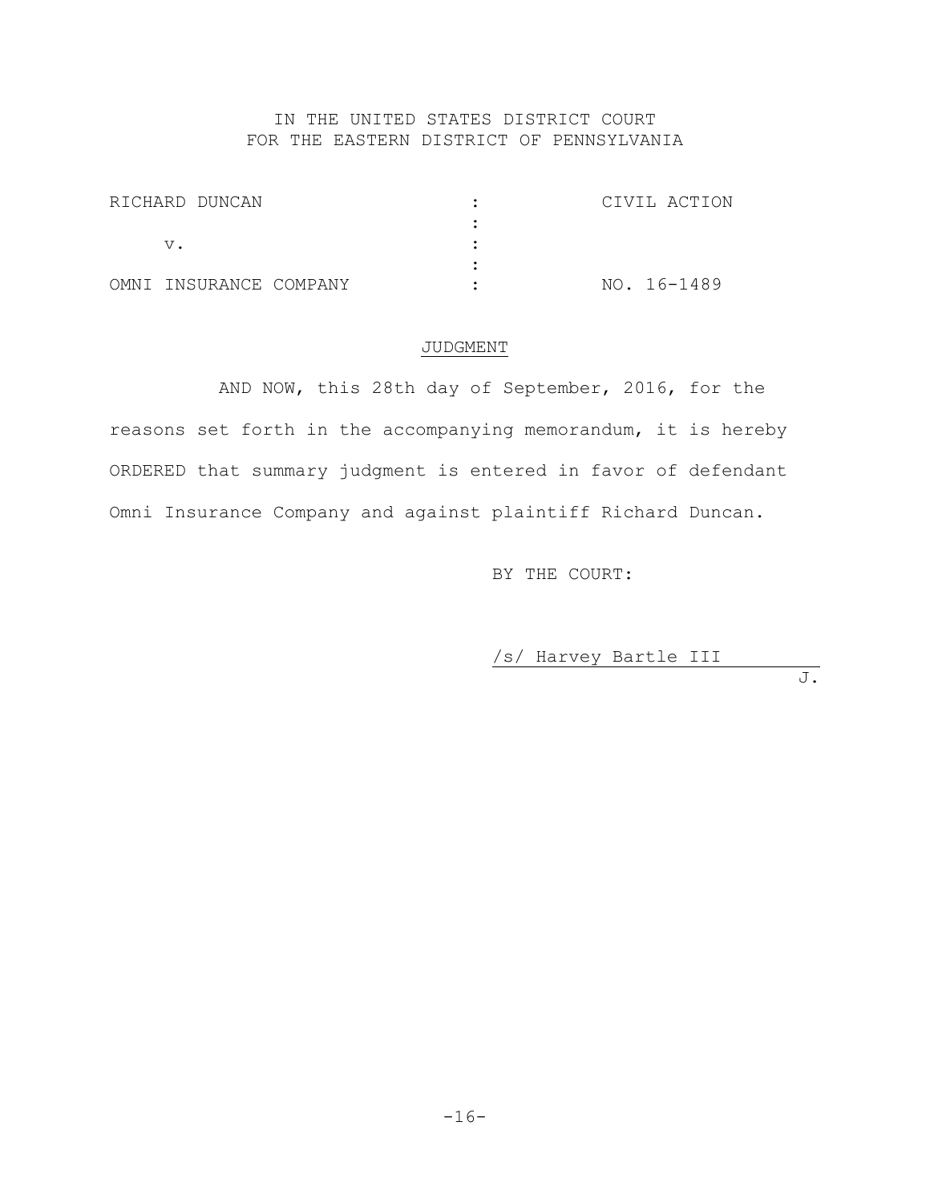IN THE UNITED STATES DISTRICT COURT
FOR THE EASTERN DISTRICT OF PENNSYLVANIA

| | | |
|---|---|---|
| RICHARD DUNCAN | : | CIVIL ACTION |
| | : | |
| v. | : | |
| | : | |
| OMNI INSURANCE COMPANY | : | NO. 16-1489 |

JUDGMENT

AND NOW, this 28th day of September, 2016, for the reasons set forth in the accompanying memorandum, it is hereby ORDERED that summary judgment is entered in favor of defendant Omni Insurance Company and against plaintiff Richard Duncan.

BY THE COURT:

/s/ Harvey Bartle III
J.